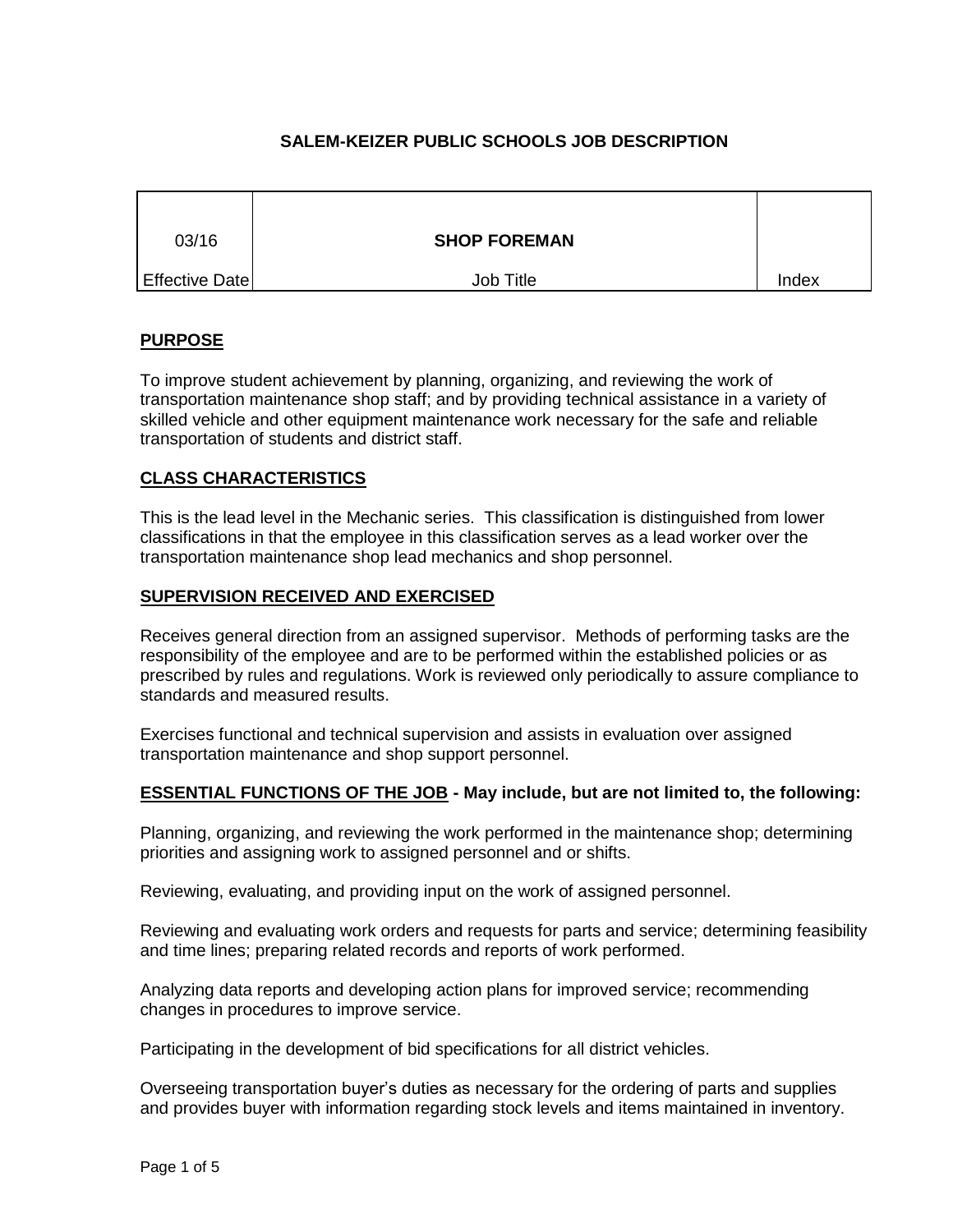# SALEM-KEIZER PUBLIC SCHOOLS JOB DESCRIPTION

| 03/16 | **SHOP FOREMAN** | |
|---|---|---|
| Effective Date | Job Title | Index |

## PURPOSE

To improve student achievement by planning, organizing, and reviewing the work of transportation maintenance shop staff; and by providing technical assistance in a variety of skilled vehicle and other equipment maintenance work necessary for the safe and reliable transportation of students and district staff.

## CLASS CHARACTERISTICS

This is the lead level in the Mechanic series. This classification is distinguished from lower classifications in that the employee in this classification serves as a lead worker over the transportation maintenance shop lead mechanics and shop personnel.

## SUPERVISION RECEIVED AND EXERCISED

Receives general direction from an assigned supervisor. Methods of performing tasks are the responsibility of the employee and are to be performed within the established policies or as prescribed by rules and regulations. Work is reviewed only periodically to assure compliance to standards and measured results.

Exercises functional and technical supervision and assists in evaluation over assigned transportation maintenance and shop support personnel.

## ESSENTIAL FUNCTIONS OF THE JOB - May include, but are not limited to, the following:

Planning, organizing, and reviewing the work performed in the maintenance shop; determining priorities and assigning work to assigned personnel and or shifts.

Reviewing, evaluating, and providing input on the work of assigned personnel.

Reviewing and evaluating work orders and requests for parts and service; determining feasibility and time lines; preparing related records and reports of work performed.

Analyzing data reports and developing action plans for improved service; recommending changes in procedures to improve service.

Participating in the development of bid specifications for all district vehicles.

Overseeing transportation buyer's duties as necessary for the ordering of parts and supplies and provides buyer with information regarding stock levels and items maintained in inventory.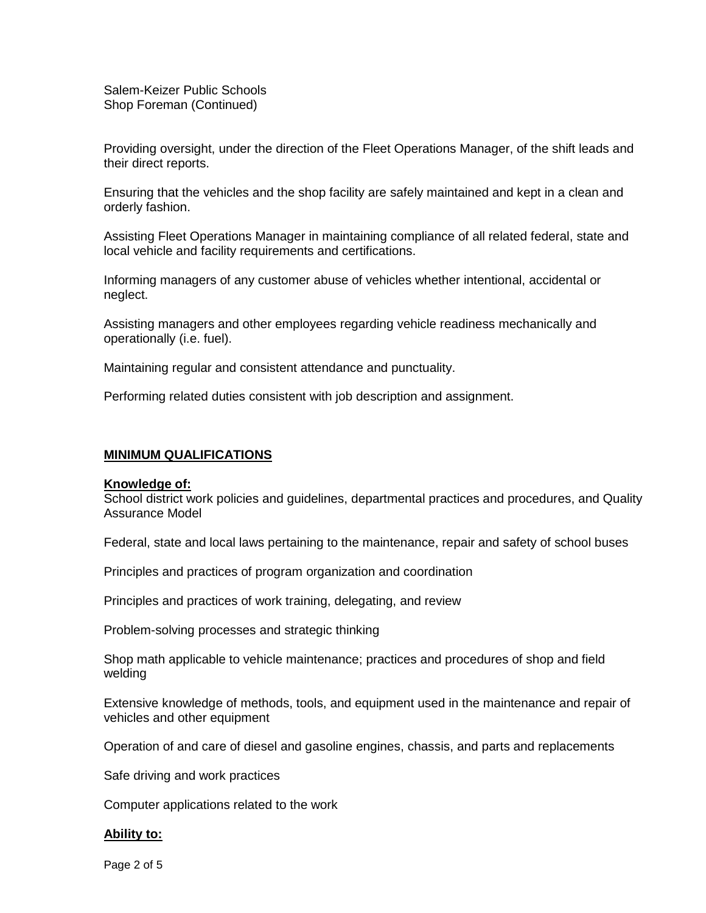Providing oversight, under the direction of the Fleet Operations Manager, of the shift leads and their direct reports.

Ensuring that the vehicles and the shop facility are safely maintained and kept in a clean and orderly fashion.

Assisting Fleet Operations Manager in maintaining compliance of all related federal, state and local vehicle and facility requirements and certifications.

Informing managers of any customer abuse of vehicles whether intentional, accidental or neglect.

Assisting managers and other employees regarding vehicle readiness mechanically and operationally (i.e. fuel).

Maintaining regular and consistent attendance and punctuality.

Performing related duties consistent with job description and assignment.

## MINIMUM QUALIFICATIONS

### Knowledge of:

School district work policies and guidelines, departmental practices and procedures, and Quality Assurance Model

Federal, state and local laws pertaining to the maintenance, repair and safety of school buses

Principles and practices of program organization and coordination

Principles and practices of work training, delegating, and review

Problem-solving processes and strategic thinking

Shop math applicable to vehicle maintenance; practices and procedures of shop and field welding

Extensive knowledge of methods, tools, and equipment used in the maintenance and repair of vehicles and other equipment

Operation of and care of diesel and gasoline engines, chassis, and parts and replacements

Safe driving and work practices

Computer applications related to the work

### Ability to: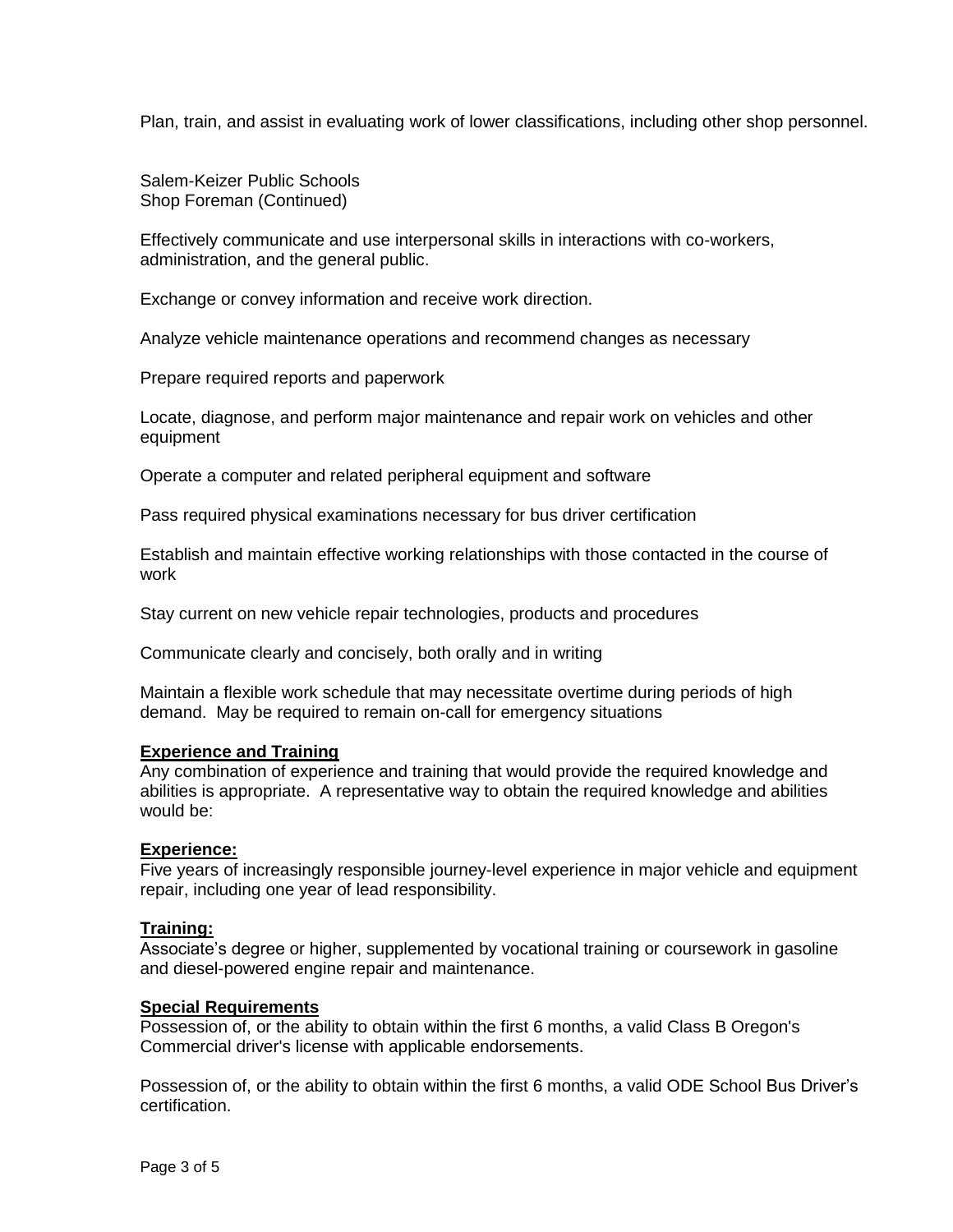Plan, train, and assist in evaluating work of lower classifications, including other shop personnel.

Salem-Keizer Public Schools
Shop Foreman (Continued)

Effectively communicate and use interpersonal skills in interactions with co-workers, administration, and the general public.

Exchange or convey information and receive work direction.

Analyze vehicle maintenance operations and recommend changes as necessary

Prepare required reports and paperwork

Locate, diagnose, and perform major maintenance and repair work on vehicles and other equipment

Operate a computer and related peripheral equipment and software

Pass required physical examinations necessary for bus driver certification

Establish and maintain effective working relationships with those contacted in the course of work

Stay current on new vehicle repair technologies, products and procedures

Communicate clearly and concisely, both orally and in writing

Maintain a flexible work schedule that may necessitate overtime during periods of high demand. May be required to remain on-call for emergency situations

**Experience and Training**

Any combination of experience and training that would provide the required knowledge and abilities is appropriate. A representative way to obtain the required knowledge and abilities would be:

**Experience:**

Five years of increasingly responsible journey-level experience in major vehicle and equipment repair, including one year of lead responsibility.

**Training:**

Associate's degree or higher, supplemented by vocational training or coursework in gasoline and diesel-powered engine repair and maintenance.

**Special Requirements**

Possession of, or the ability to obtain within the first 6 months, a valid Class B Oregon's Commercial driver's license with applicable endorsements.

Possession of, or the ability to obtain within the first 6 months, a valid ODE School Bus Driver's certification.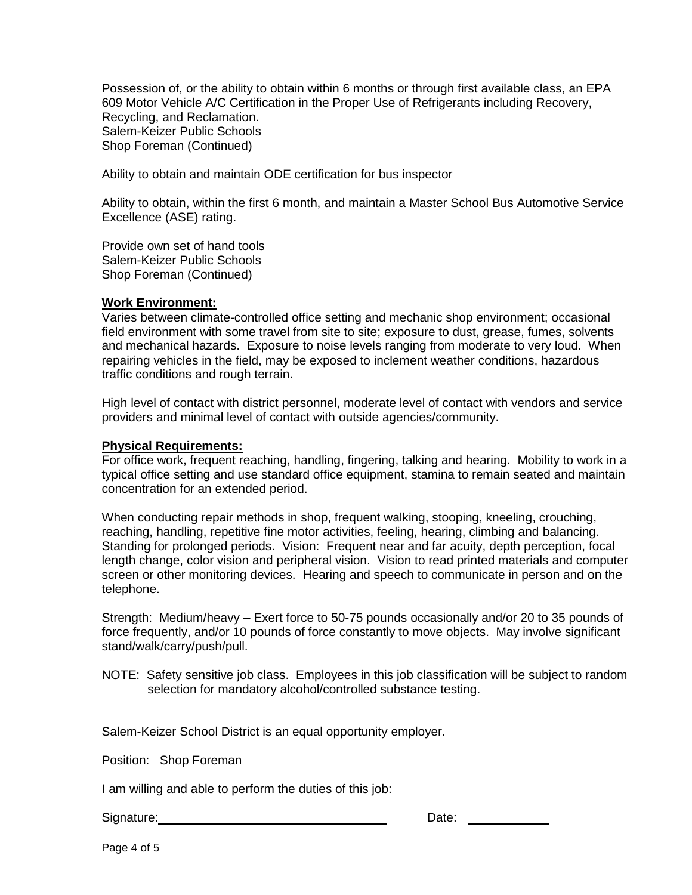Possession of, or the ability to obtain within 6 months or through first available class, an EPA 609 Motor Vehicle A/C Certification in the Proper Use of Refrigerants including Recovery, Recycling, and Reclamation.
Salem-Keizer Public Schools
Shop Foreman (Continued)

Ability to obtain and maintain ODE certification for bus inspector

Ability to obtain, within the first 6 month, and maintain a Master School Bus Automotive Service Excellence (ASE) rating.

Provide own set of hand tools
Salem-Keizer Public Schools
Shop Foreman (Continued)

**Work Environment:**
Varies between climate-controlled office setting and mechanic shop environment; occasional field environment with some travel from site to site; exposure to dust, grease, fumes, solvents and mechanical hazards. Exposure to noise levels ranging from moderate to very loud. When repairing vehicles in the field, may be exposed to inclement weather conditions, hazardous traffic conditions and rough terrain.

High level of contact with district personnel, moderate level of contact with vendors and service providers and minimal level of contact with outside agencies/community.

**Physical Requirements:**
For office work, frequent reaching, handling, fingering, talking and hearing. Mobility to work in a typical office setting and use standard office equipment, stamina to remain seated and maintain concentration for an extended period.

When conducting repair methods in shop, frequent walking, stooping, kneeling, crouching, reaching, handling, repetitive fine motor activities, feeling, hearing, climbing and balancing. Standing for prolonged periods. Vision: Frequent near and far acuity, depth perception, focal length change, color vision and peripheral vision. Vision to read printed materials and computer screen or other monitoring devices. Hearing and speech to communicate in person and on the telephone.

Strength: Medium/heavy – Exert force to 50-75 pounds occasionally and/or 20 to 35 pounds of force frequently, and/or 10 pounds of force constantly to move objects. May involve significant stand/walk/carry/push/pull.

NOTE: Safety sensitive job class. Employees in this job classification will be subject to random selection for mandatory alcohol/controlled substance testing.

Salem-Keizer School District is an equal opportunity employer.

Position: Shop Foreman

I am willing and able to perform the duties of this job:

Signature:______________________________ Date: ___________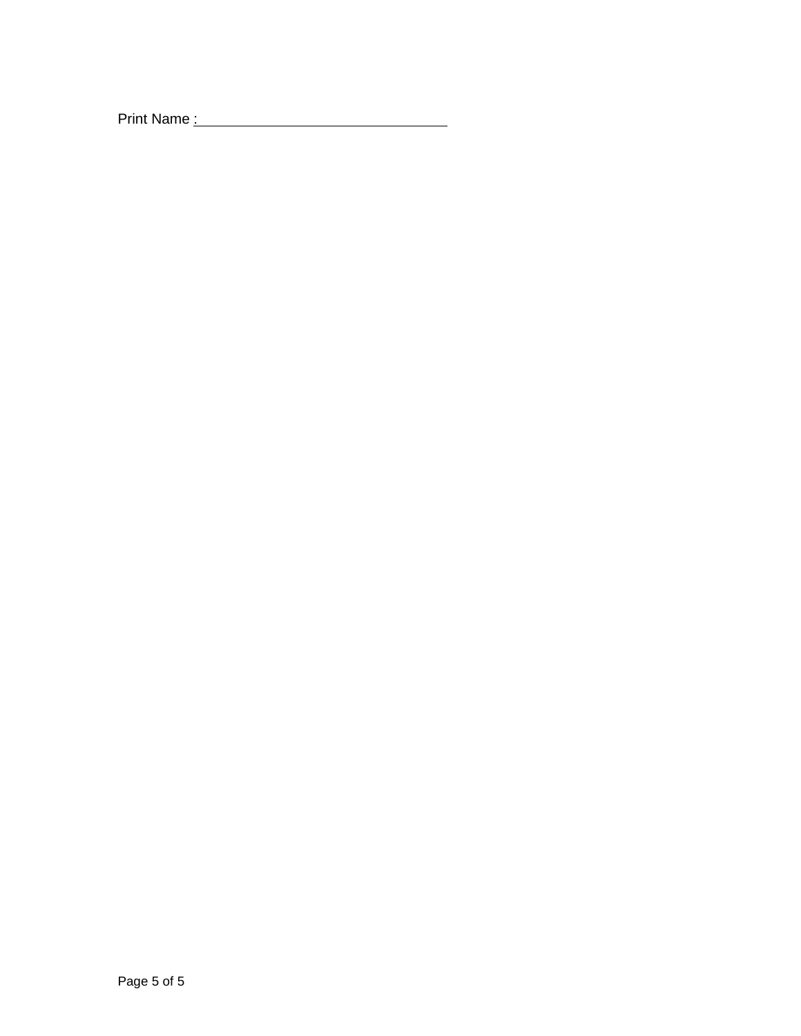Print Name : ______________________________